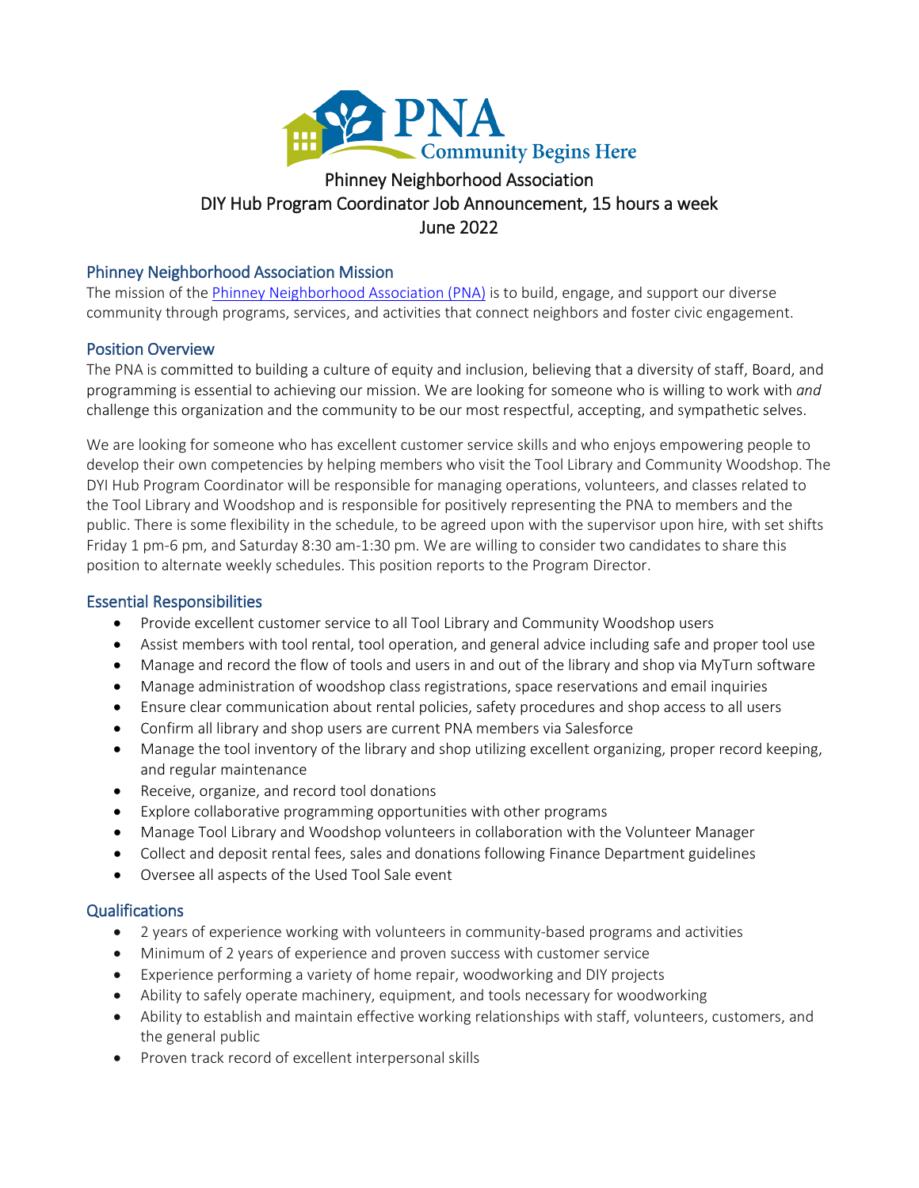PNA Community Begins Here

# Phinney Neighborhood Association
# DIY Hub Program Coordinator Job Announcement, 15 hours a week
# June 2022

## Phinney Neighborhood Association Mission

The mission of the [Phinney Neighborhood Association (PNA)]() is to build, engage, and support our diverse community through programs, services, and activities that connect neighbors and foster civic engagement.

## Position Overview

The PNA is committed to building a culture of equity and inclusion, believing that a diversity of staff, Board, and programming is essential to achieving our mission. We are looking for someone who is willing to work with *and* challenge this organization and the community to be our most respectful, accepting, and sympathetic selves.

We are looking for someone who has excellent customer service skills and who enjoys empowering people to develop their own competencies by helping members who visit the Tool Library and Community Woodshop. The DYI Hub Program Coordinator will be responsible for managing operations, volunteers, and classes related to the Tool Library and Woodshop and is responsible for positively representing the PNA to members and the public. There is some flexibility in the schedule, to be agreed upon with the supervisor upon hire, with set shifts Friday 1 pm-6 pm, and Saturday 8:30 am-1:30 pm. We are willing to consider two candidates to share this position to alternate weekly schedules. This position reports to the Program Director.

## Essential Responsibilities

- Provide excellent customer service to all Tool Library and Community Woodshop users
- Assist members with tool rental, tool operation, and general advice including safe and proper tool use
- Manage and record the flow of tools and users in and out of the library and shop via MyTurn software
- Manage administration of woodshop class registrations, space reservations and email inquiries
- Ensure clear communication about rental policies, safety procedures and shop access to all users
- Confirm all library and shop users are current PNA members via Salesforce
- Manage the tool inventory of the library and shop utilizing excellent organizing, proper record keeping, and regular maintenance
- Receive, organize, and record tool donations
- Explore collaborative programming opportunities with other programs
- Manage Tool Library and Woodshop volunteers in collaboration with the Volunteer Manager
- Collect and deposit rental fees, sales and donations following Finance Department guidelines
- Oversee all aspects of the Used Tool Sale event

## Qualifications

- 2 years of experience working with volunteers in community-based programs and activities
- Minimum of 2 years of experience and proven success with customer service
- Experience performing a variety of home repair, woodworking and DIY projects
- Ability to safely operate machinery, equipment, and tools necessary for woodworking
- Ability to establish and maintain effective working relationships with staff, volunteers, customers, and the general public
- Proven track record of excellent interpersonal skills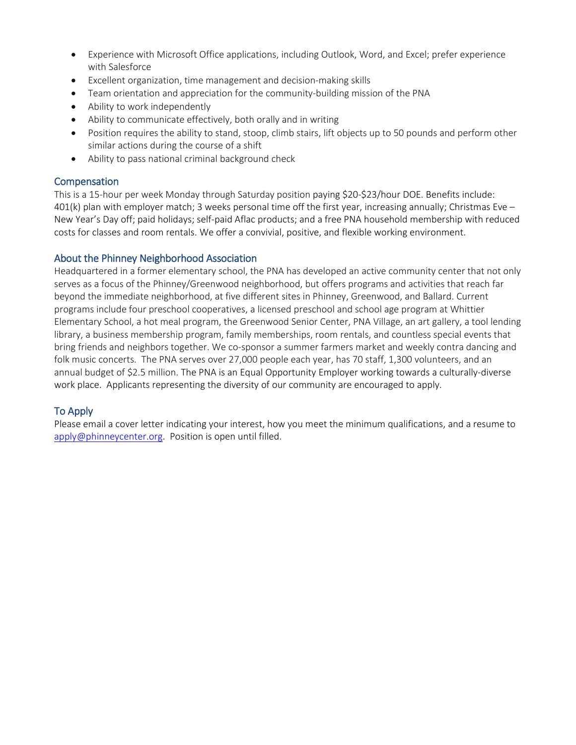- Experience with Microsoft Office applications, including Outlook, Word, and Excel; prefer experience with Salesforce
- Excellent organization, time management and decision-making skills
- Team orientation and appreciation for the community-building mission of the PNA
- Ability to work independently
- Ability to communicate effectively, both orally and in writing
- Position requires the ability to stand, stoop, climb stairs, lift objects up to 50 pounds and perform other similar actions during the course of a shift
- Ability to pass national criminal background check

## Compensation

This is a 15-hour per week Monday through Saturday position paying $20-$23/hour DOE. Benefits include: 401(k) plan with employer match; 3 weeks personal time off the first year, increasing annually; Christmas Eve – New Year's Day off; paid holidays; self-paid Aflac products; and a free PNA household membership with reduced costs for classes and room rentals. We offer a convivial, positive, and flexible working environment.

## About the Phinney Neighborhood Association

Headquartered in a former elementary school, the PNA has developed an active community center that not only serves as a focus of the Phinney/Greenwood neighborhood, but offers programs and activities that reach far beyond the immediate neighborhood, at five different sites in Phinney, Greenwood, and Ballard. Current programs include four preschool cooperatives, a licensed preschool and school age program at Whittier Elementary School, a hot meal program, the Greenwood Senior Center, PNA Village, an art gallery, a tool lending library, a business membership program, family memberships, room rentals, and countless special events that bring friends and neighbors together. We co-sponsor a summer farmers market and weekly contra dancing and folk music concerts. The PNA serves over 27,000 people each year, has 70 staff, 1,300 volunteers, and an annual budget of $2.5 million. The PNA is an Equal Opportunity Employer working towards a culturally-diverse work place. Applicants representing the diversity of our community are encouraged to apply.

## To Apply

Please email a cover letter indicating your interest, how you meet the minimum qualifications, and a resume to apply@phinneycenter.org. Position is open until filled.